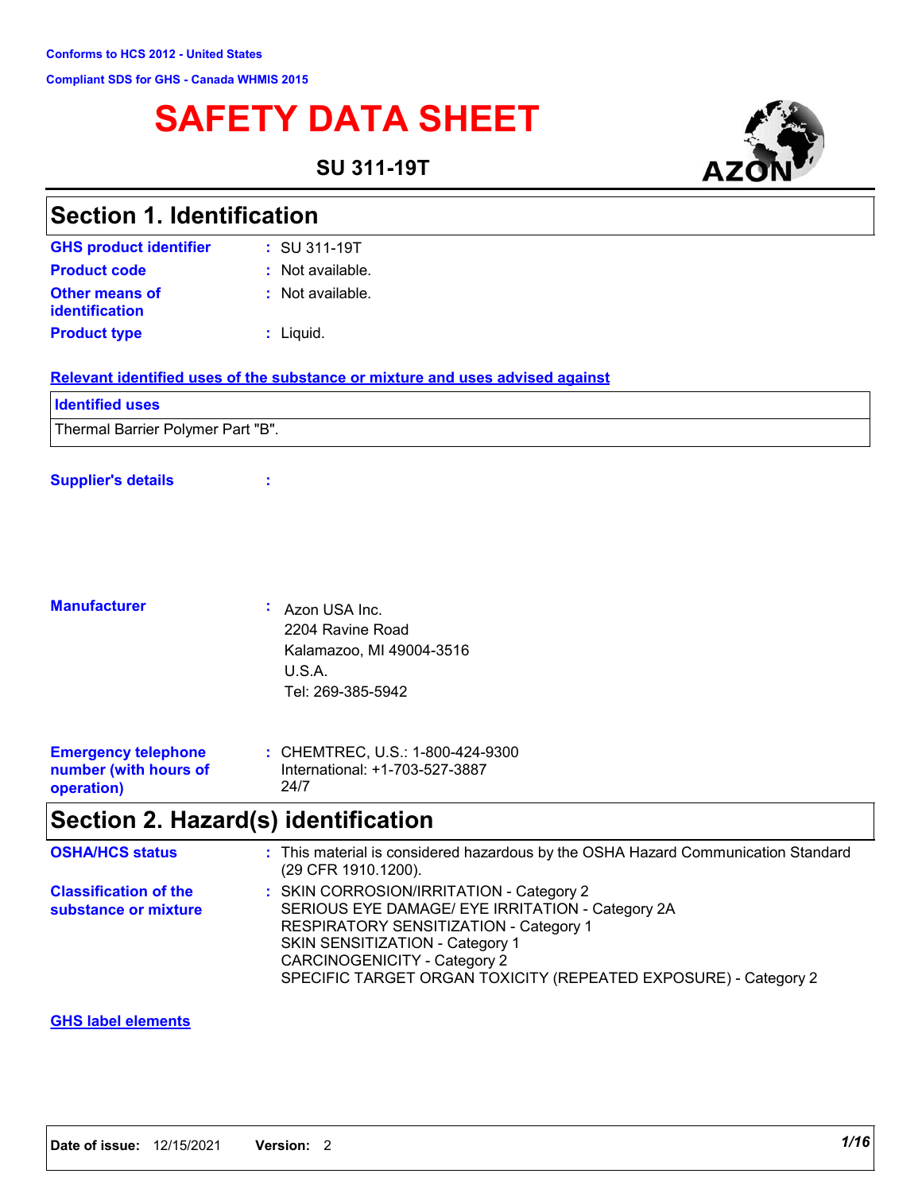Conforms to HCS 2012 - United States

Compliant SDS for GHS - Canada WHMIS 2015

# SAFETY DATA SHEET

**SU 311-19T**

AZON

## Section 1. Identification

| | | |
|---|---|---|
| **GHS product identifier** | : | SU 311-19T |
| **Product code** | : | Not available. |
| **Other means of identification** | : | Not available. |
| **Product type** | : | Liquid. |

**Relevant identified uses of the substance or mixture and uses advised against**

| Identified uses |
|---|
| Thermal Barrier Polymer Part "B". |

**Supplier's details** :

**Manufacturer** : Azon USA Inc.
2204 Ravine Road
Kalamazoo, MI 49004-3516
U.S.A.
Tel: 269-385-5942

**Emergency telephone number (with hours of operation)** : CHEMTREC, U.S.: 1-800-424-9300
International: +1-703-527-3887
24/7

## Section 2. Hazard(s) identification

**OSHA/HCS status** : This material is considered hazardous by the OSHA Hazard Communication Standard (29 CFR 1910.1200).

**Classification of the substance or mixture** : SKIN CORROSION/IRRITATION - Category 2
SERIOUS EYE DAMAGE/ EYE IRRITATION - Category 2A
RESPIRATORY SENSITIZATION - Category 1
SKIN SENSITIZATION - Category 1
CARCINOGENICITY - Category 2
SPECIFIC TARGET ORGAN TOXICITY (REPEATED EXPOSURE) - Category 2

**GHS label elements**

**Date of issue:** 12/15/2021 **Version:** 2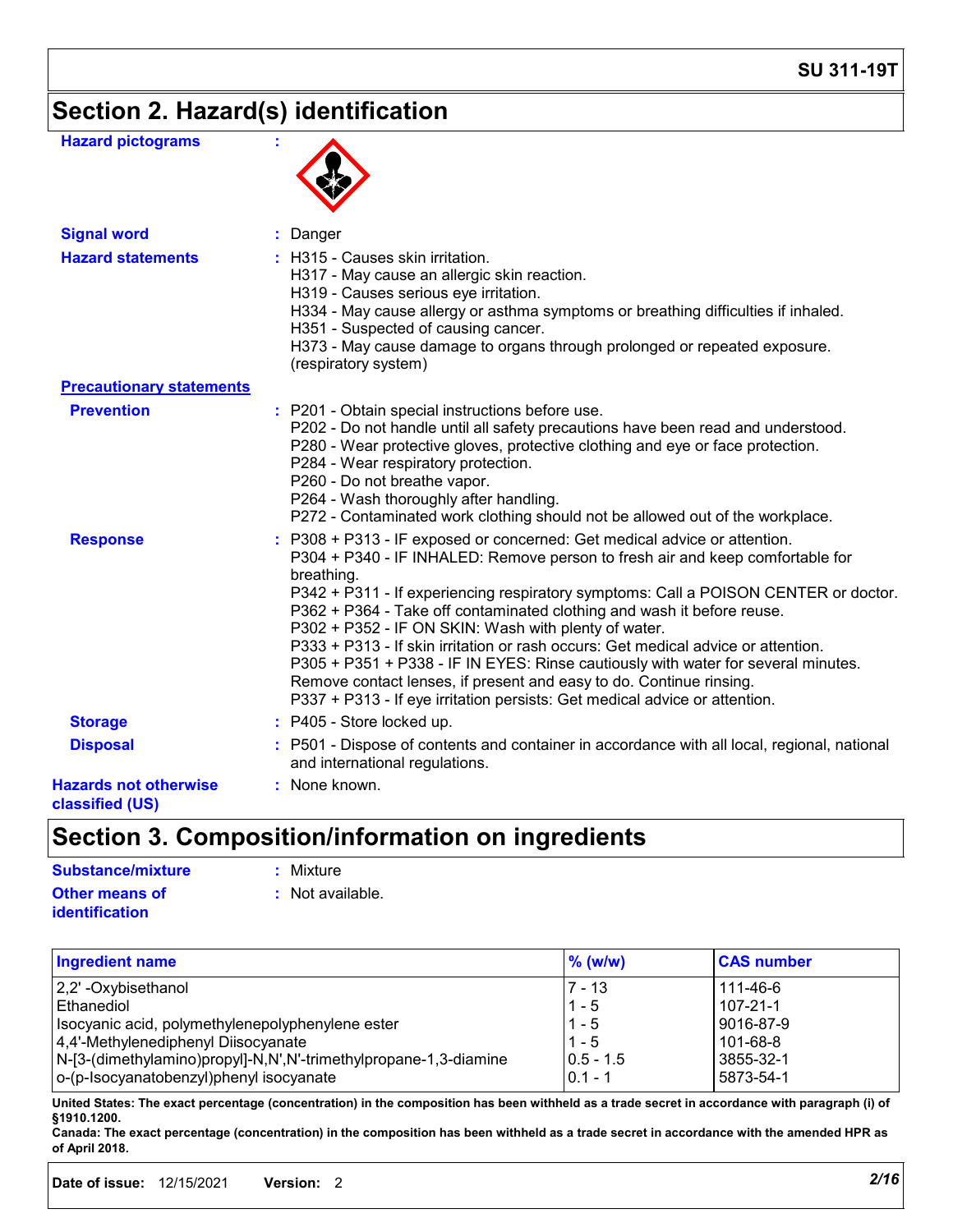## Section 2. Hazard(s) identification

**Hazard pictograms** :

**Signal word** : Danger

**Hazard statements** : H315 - Causes skin irritation.
H317 - May cause an allergic skin reaction.
H319 - Causes serious eye irritation.
H334 - May cause allergy or asthma symptoms or breathing difficulties if inhaled.
H351 - Suspected of causing cancer.
H373 - May cause damage to organs through prolonged or repeated exposure. (respiratory system)

**Precautionary statements**

**Prevention** : P201 - Obtain special instructions before use.
P202 - Do not handle until all safety precautions have been read and understood.
P280 - Wear protective gloves, protective clothing and eye or face protection.
P284 - Wear respiratory protection.
P260 - Do not breathe vapor.
P264 - Wash thoroughly after handling.
P272 - Contaminated work clothing should not be allowed out of the workplace.

**Response** : P308 + P313 - IF exposed or concerned: Get medical advice or attention.
P304 + P340 - IF INHALED: Remove person to fresh air and keep comfortable for breathing.
P342 + P311 - If experiencing respiratory symptoms: Call a POISON CENTER or doctor.
P362 + P364 - Take off contaminated clothing and wash it before reuse.
P302 + P352 - IF ON SKIN: Wash with plenty of water.
P333 + P313 - If skin irritation or rash occurs: Get medical advice or attention.
P305 + P351 + P338 - IF IN EYES: Rinse cautiously with water for several minutes. Remove contact lenses, if present and easy to do. Continue rinsing.
P337 + P313 - If eye irritation persists: Get medical advice or attention.

**Storage** : P405 - Store locked up.

**Disposal** : P501 - Dispose of contents and container in accordance with all local, regional, national and international regulations.

**Hazards not otherwise classified (US)** : None known.

## Section 3. Composition/information on ingredients

**Substance/mixture** : Mixture

**Other means of identification** : Not available.

| Ingredient name | % (w/w) | CAS number |
|---|---|---|
| 2,2' -Oxybisethanol | 7 - 13 | 111-46-6 |
| Ethanediol | 1 - 5 | 107-21-1 |
| Isocyanic acid, polymethylenepolyphenylene ester | 1 - 5 | 9016-87-9 |
| 4,4'-Methylenediphenyl Diisocyanate | 1 - 5 | 101-68-8 |
| N-[3-(dimethylamino)propyl]-N,N',N'-trimethylpropane-1,3-diamine | 0.5 - 1.5 | 3855-32-1 |
| o-(p-Isocyanatobenzyl)phenyl isocyanate | 0.1 - 1 | 5873-54-1 |

**United States: The exact percentage (concentration) in the composition has been withheld as a trade secret in accordance with paragraph (i) of §1910.1200.**

**Canada: The exact percentage (concentration) in the composition has been withheld as a trade secret in accordance with the amended HPR as of April 2018.**

**Date of issue:** 12/15/2021 **Version:** 2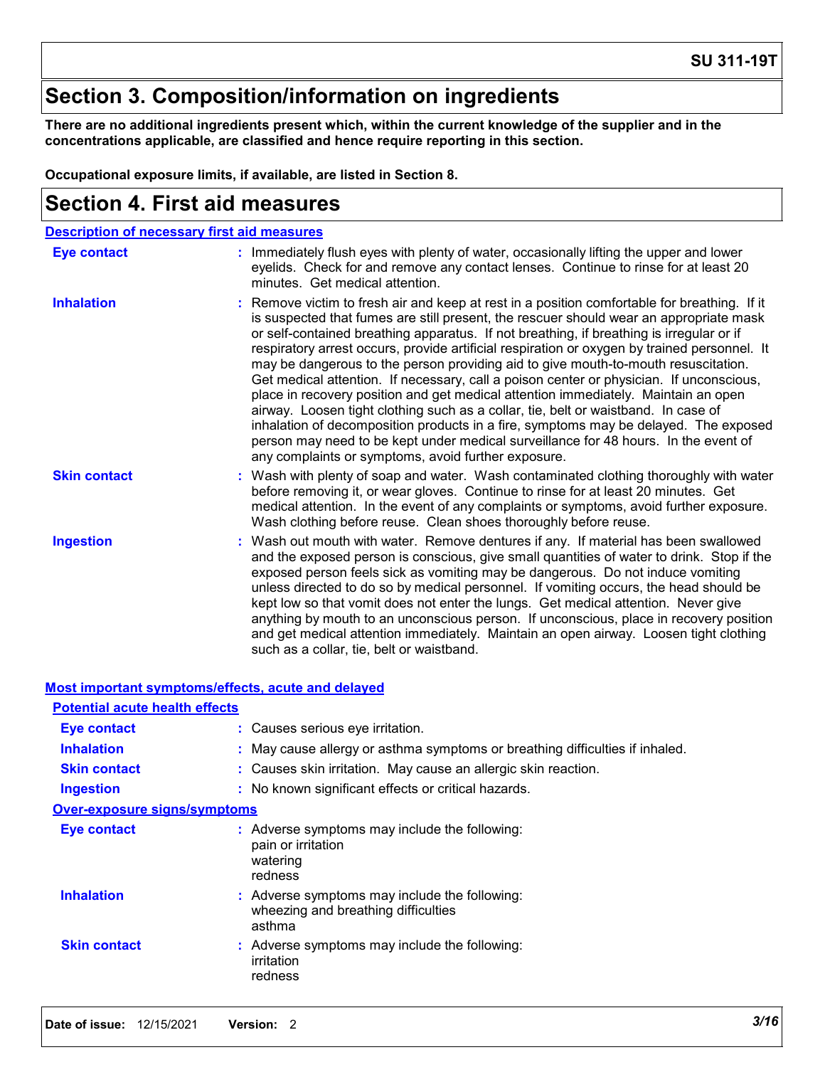# Section 3. Composition/information on ingredients

**There are no additional ingredients present which, within the current knowledge of the supplier and in the concentrations applicable, are classified and hence require reporting in this section.**

**Occupational exposure limits, if available, are listed in Section 8.**

# Section 4. First aid measures

## Description of necessary first aid measures

**Eye contact** : Immediately flush eyes with plenty of water, occasionally lifting the upper and lower eyelids. Check for and remove any contact lenses. Continue to rinse for at least 20 minutes. Get medical attention.

**Inhalation** : Remove victim to fresh air and keep at rest in a position comfortable for breathing. If it is suspected that fumes are still present, the rescuer should wear an appropriate mask or self-contained breathing apparatus. If not breathing, if breathing is irregular or if respiratory arrest occurs, provide artificial respiration or oxygen by trained personnel. It may be dangerous to the person providing aid to give mouth-to-mouth resuscitation. Get medical attention. If necessary, call a poison center or physician. If unconscious, place in recovery position and get medical attention immediately. Maintain an open airway. Loosen tight clothing such as a collar, tie, belt or waistband. In case of inhalation of decomposition products in a fire, symptoms may be delayed. The exposed person may need to be kept under medical surveillance for 48 hours. In the event of any complaints or symptoms, avoid further exposure.

**Skin contact** : Wash with plenty of soap and water. Wash contaminated clothing thoroughly with water before removing it, or wear gloves. Continue to rinse for at least 20 minutes. Get medical attention. In the event of any complaints or symptoms, avoid further exposure. Wash clothing before reuse. Clean shoes thoroughly before reuse.

**Ingestion** : Wash out mouth with water. Remove dentures if any. If material has been swallowed and the exposed person is conscious, give small quantities of water to drink. Stop if the exposed person feels sick as vomiting may be dangerous. Do not induce vomiting unless directed to do so by medical personnel. If vomiting occurs, the head should be kept low so that vomit does not enter the lungs. Get medical attention. Never give anything by mouth to an unconscious person. If unconscious, place in recovery position and get medical attention immediately. Maintain an open airway. Loosen tight clothing such as a collar, tie, belt or waistband.

## Most important symptoms/effects, acute and delayed

### Potential acute health effects

**Eye contact** : Causes serious eye irritation.

**Inhalation** : May cause allergy or asthma symptoms or breathing difficulties if inhaled.

**Skin contact** : Causes skin irritation. May cause an allergic skin reaction.

**Ingestion** : No known significant effects or critical hazards.

### Over-exposure signs/symptoms

**Eye contact** : Adverse symptoms may include the following:
pain or irritation
watering
redness

**Inhalation** : Adverse symptoms may include the following:
wheezing and breathing difficulties
asthma

**Skin contact** : Adverse symptoms may include the following:
irritation
redness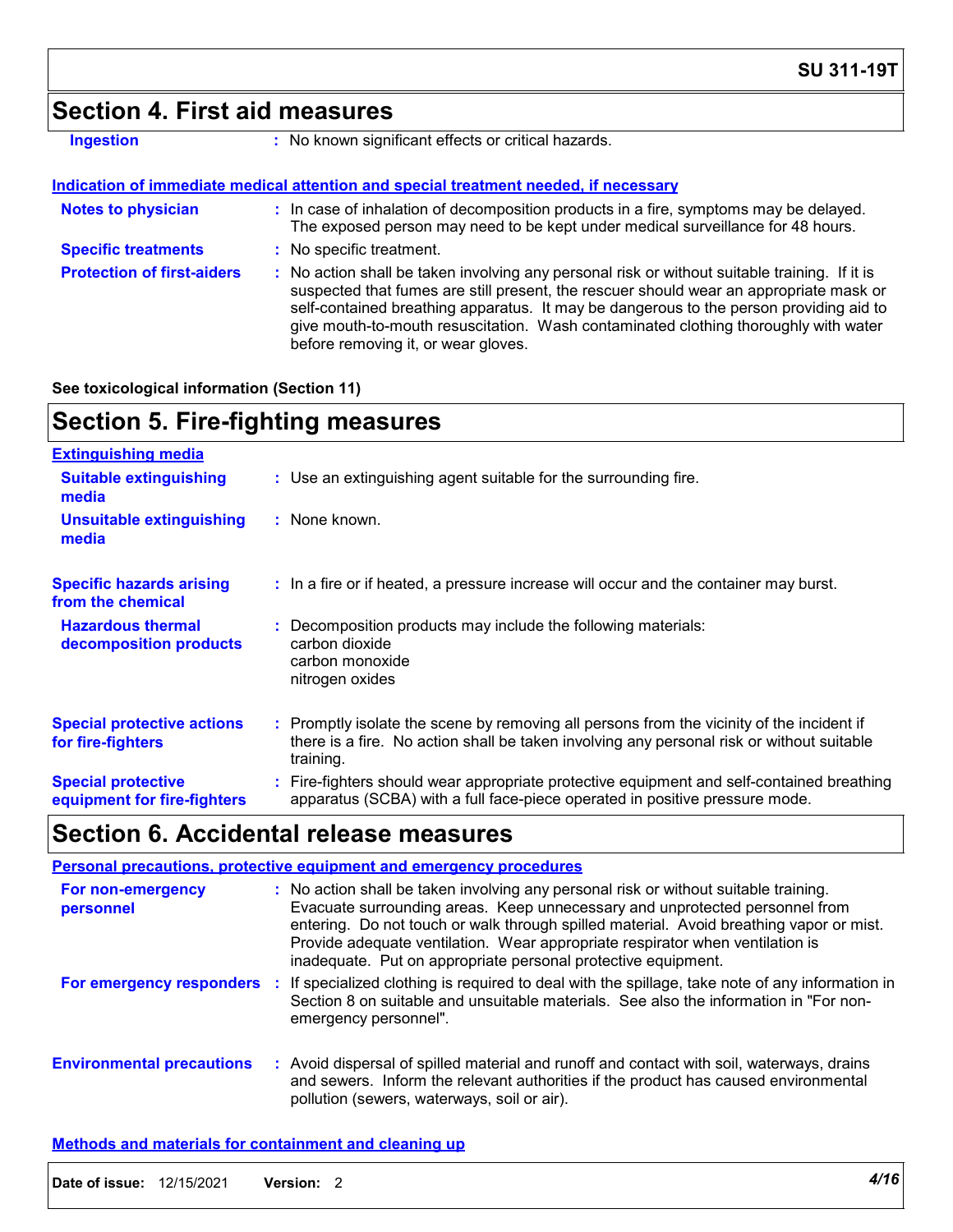## Section 4. First aid measures

**Ingestion** : No known significant effects or critical hazards.

**Indication of immediate medical attention and special treatment needed, if necessary**

**Notes to physician** : In case of inhalation of decomposition products in a fire, symptoms may be delayed. The exposed person may need to be kept under medical surveillance for 48 hours.

**Specific treatments** : No specific treatment.

**Protection of first-aiders** : No action shall be taken involving any personal risk or without suitable training. If it is suspected that fumes are still present, the rescuer should wear an appropriate mask or self-contained breathing apparatus. It may be dangerous to the person providing aid to give mouth-to-mouth resuscitation. Wash contaminated clothing thoroughly with water before removing it, or wear gloves.

**See toxicological information (Section 11)**

## Section 5. Fire-fighting measures

**Extinguishing media**

**Suitable extinguishing media** : Use an extinguishing agent suitable for the surrounding fire.

**Unsuitable extinguishing media** : None known.

**Specific hazards arising from the chemical** : In a fire or if heated, a pressure increase will occur and the container may burst.

**Hazardous thermal decomposition products** : Decomposition products may include the following materials:
carbon dioxide
carbon monoxide
nitrogen oxides

**Special protective actions for fire-fighters** : Promptly isolate the scene by removing all persons from the vicinity of the incident if there is a fire. No action shall be taken involving any personal risk or without suitable training.

**Special protective equipment for fire-fighters** : Fire-fighters should wear appropriate protective equipment and self-contained breathing apparatus (SCBA) with a full face-piece operated in positive pressure mode.

## Section 6. Accidental release measures

**Personal precautions, protective equipment and emergency procedures**

**For non-emergency personnel** : No action shall be taken involving any personal risk or without suitable training. Evacuate surrounding areas. Keep unnecessary and unprotected personnel from entering. Do not touch or walk through spilled material. Avoid breathing vapor or mist. Provide adequate ventilation. Wear appropriate respirator when ventilation is inadequate. Put on appropriate personal protective equipment.

**For emergency responders** : If specialized clothing is required to deal with the spillage, take note of any information in Section 8 on suitable and unsuitable materials. See also the information in "For non-emergency personnel".

**Environmental precautions** : Avoid dispersal of spilled material and runoff and contact with soil, waterways, drains and sewers. Inform the relevant authorities if the product has caused environmental pollution (sewers, waterways, soil or air).

**Methods and materials for containment and cleaning up**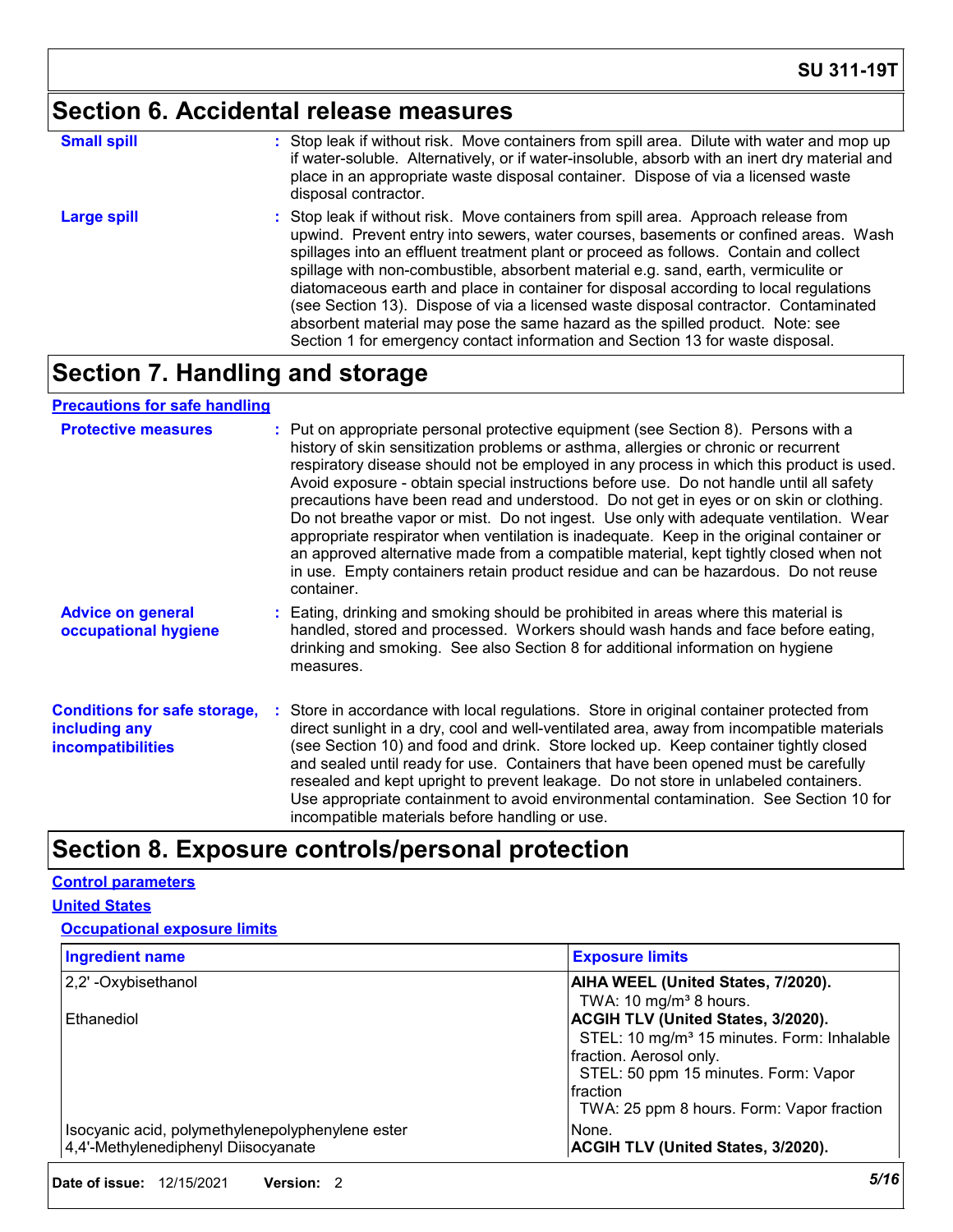## Section 6. Accidental release measures

| | |
|---|---|
| **Small spill** | : Stop leak if without risk. Move containers from spill area. Dilute with water and mop up if water-soluble. Alternatively, or if water-insoluble, absorb with an inert dry material and place in an appropriate waste disposal container. Dispose of via a licensed waste disposal contractor. |
| **Large spill** | : Stop leak if without risk. Move containers from spill area. Approach release from upwind. Prevent entry into sewers, water courses, basements or confined areas. Wash spillages into an effluent treatment plant or proceed as follows. Contain and collect spillage with non-combustible, absorbent material e.g. sand, earth, vermiculite or diatomaceous earth and place in container for disposal according to local regulations (see Section 13). Dispose of via a licensed waste disposal contractor. Contaminated absorbent material may pose the same hazard as the spilled product. Note: see Section 1 for emergency contact information and Section 13 for waste disposal. |

## Section 7. Handling and storage

**Precautions for safe handling**

| | |
|---|---|
| **Protective measures** | : Put on appropriate personal protective equipment (see Section 8). Persons with a history of skin sensitization problems or asthma, allergies or chronic or recurrent respiratory disease should not be employed in any process in which this product is used. Avoid exposure - obtain special instructions before use. Do not handle until all safety precautions have been read and understood. Do not get in eyes or on skin or clothing. Do not breathe vapor or mist. Do not ingest. Use only with adequate ventilation. Wear appropriate respirator when ventilation is inadequate. Keep in the original container or an approved alternative made from a compatible material, kept tightly closed when not in use. Empty containers retain product residue and can be hazardous. Do not reuse container. |
| **Advice on general occupational hygiene** | : Eating, drinking and smoking should be prohibited in areas where this material is handled, stored and processed. Workers should wash hands and face before eating, drinking and smoking. See also Section 8 for additional information on hygiene measures. |
| **Conditions for safe storage, including any incompatibilities** | : Store in accordance with local regulations. Store in original container protected from direct sunlight in a dry, cool and well-ventilated area, away from incompatible materials (see Section 10) and food and drink. Store locked up. Keep container tightly closed and sealed until ready for use. Containers that have been opened must be carefully resealed and kept upright to prevent leakage. Do not store in unlabeled containers. Use appropriate containment to avoid environmental contamination. See Section 10 for incompatible materials before handling or use. |

## Section 8. Exposure controls/personal protection

**Control parameters**

**United States**

**Occupational exposure limits**

| Ingredient name | Exposure limits |
|---|---|
| 2,2' -Oxybisethanol | **AIHA WEEL (United States, 7/2020).**<br>TWA: 10 mg/m³ 8 hours. |
| Ethanediol | **ACGIH TLV (United States, 3/2020).**<br>STEL: 10 mg/m³ 15 minutes. Form: Inhalable fraction. Aerosol only.<br>STEL: 50 ppm 15 minutes. Form: Vapor fraction<br>TWA: 25 ppm 8 hours. Form: Vapor fraction |
| Isocyanic acid, polymethylenepolyphenylene ester | None. |
| 4,4'-Methylenediphenyl Diisocyanate | **ACGIH TLV (United States, 3/2020).** |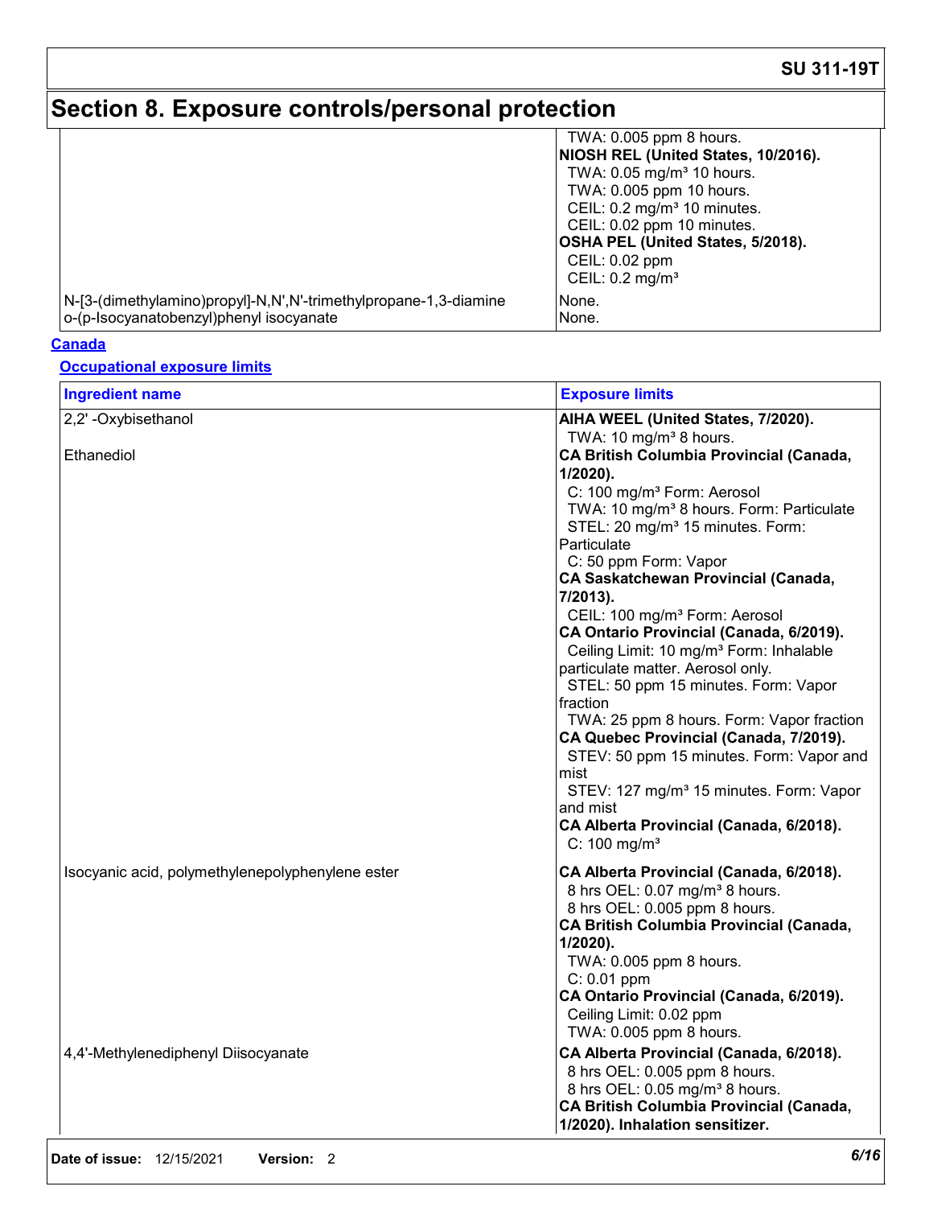# Section 8. Exposure controls/personal protection

| | |
|---|---|
| | TWA: 0.005 ppm 8 hours.<br>**NIOSH REL (United States, 10/2016).**<br>TWA: 0.05 mg/m³ 10 hours.<br>TWA: 0.005 ppm 10 hours.<br>CEIL: 0.2 mg/m³ 10 minutes.<br>CEIL: 0.02 ppm 10 minutes.<br>**OSHA PEL (United States, 5/2018).**<br>CEIL: 0.02 ppm<br>CEIL: 0.2 mg/m³ |
| N-[3-(dimethylamino)propyl]-N,N',N'-trimethylpropane-1,3-diamine | None. |
| o-(p-Isocyanatobenzyl)phenyl isocyanate | None. |

**Canada**

**Occupational exposure limits**

| Ingredient name | Exposure limits |
|---|---|
| 2,2' -Oxybisethanol | **AIHA WEEL (United States, 7/2020).**<br>TWA: 10 mg/m³ 8 hours. |
| Ethanediol | **CA British Columbia Provincial (Canada, 1/2020).**<br>C: 100 mg/m³ Form: Aerosol<br>TWA: 10 mg/m³ 8 hours. Form: Particulate<br>STEL: 20 mg/m³ 15 minutes. Form: Particulate<br>C: 50 ppm Form: Vapor<br>**CA Saskatchewan Provincial (Canada, 7/2013).**<br>CEIL: 100 mg/m³ Form: Aerosol<br>**CA Ontario Provincial (Canada, 6/2019).**<br>Ceiling Limit: 10 mg/m³ Form: Inhalable particulate matter. Aerosol only.<br>STEL: 50 ppm 15 minutes. Form: Vapor fraction<br>TWA: 25 ppm 8 hours. Form: Vapor fraction<br>**CA Quebec Provincial (Canada, 7/2019).**<br>STEV: 50 ppm 15 minutes. Form: Vapor and mist<br>STEV: 127 mg/m³ 15 minutes. Form: Vapor and mist<br>**CA Alberta Provincial (Canada, 6/2018).**<br>C: 100 mg/m³ |
| Isocyanic acid, polymethylenepolyphenylene ester | **CA Alberta Provincial (Canada, 6/2018).**<br>8 hrs OEL: 0.07 mg/m³ 8 hours.<br>8 hrs OEL: 0.005 ppm 8 hours.<br>**CA British Columbia Provincial (Canada, 1/2020).**<br>TWA: 0.005 ppm 8 hours.<br>C: 0.01 ppm<br>**CA Ontario Provincial (Canada, 6/2019).**<br>Ceiling Limit: 0.02 ppm<br>TWA: 0.005 ppm 8 hours. |
| 4,4'-Methylenediphenyl Diisocyanate | **CA Alberta Provincial (Canada, 6/2018).**<br>8 hrs OEL: 0.005 ppm 8 hours.<br>8 hrs OEL: 0.05 mg/m³ 8 hours.<br>**CA British Columbia Provincial (Canada, 1/2020). Inhalation sensitizer.** |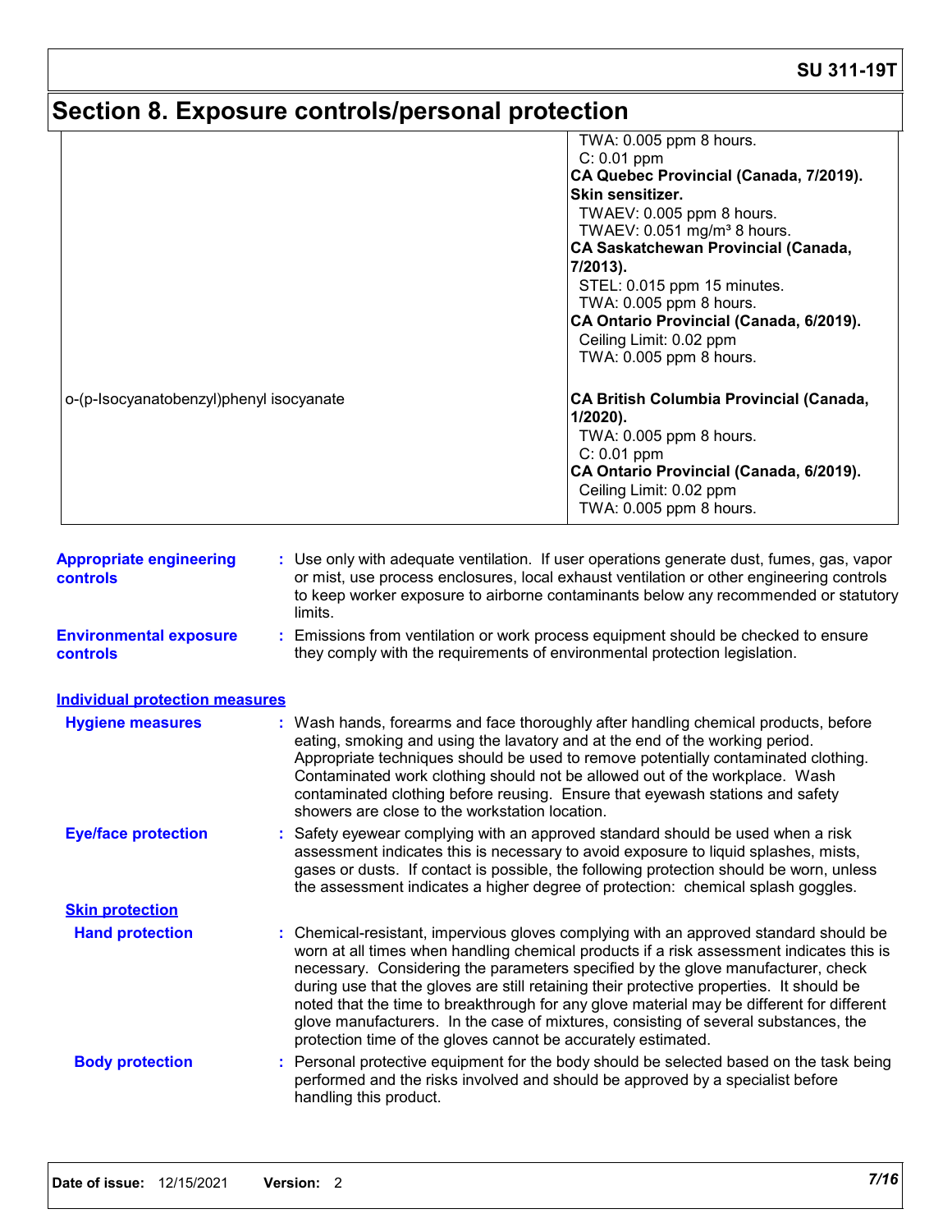# Section 8. Exposure controls/personal protection

| | |
|---|---|
| | TWA: 0.005 ppm 8 hours.<br>C: 0.01 ppm<br>**CA Quebec Provincial (Canada, 7/2019). Skin sensitizer.**<br>TWAEV: 0.005 ppm 8 hours.<br>TWAEV: 0.051 mg/m³ 8 hours.<br>**CA Saskatchewan Provincial (Canada, 7/2013).**<br>STEL: 0.015 ppm 15 minutes.<br>TWA: 0.005 ppm 8 hours.<br>**CA Ontario Provincial (Canada, 6/2019).**<br>Ceiling Limit: 0.02 ppm<br>TWA: 0.005 ppm 8 hours. |
| o-(p-Isocyanatobenzyl)phenyl isocyanate | **CA British Columbia Provincial (Canada, 1/2020).**<br>TWA: 0.005 ppm 8 hours.<br>C: 0.01 ppm<br>**CA Ontario Provincial (Canada, 6/2019).**<br>Ceiling Limit: 0.02 ppm<br>TWA: 0.005 ppm 8 hours. |

**Appropriate engineering controls** : Use only with adequate ventilation. If user operations generate dust, fumes, gas, vapor or mist, use process enclosures, local exhaust ventilation or other engineering controls to keep worker exposure to airborne contaminants below any recommended or statutory limits.

**Environmental exposure controls** : Emissions from ventilation or work process equipment should be checked to ensure they comply with the requirements of environmental protection legislation.

## Individual protection measures

**Hygiene measures** : Wash hands, forearms and face thoroughly after handling chemical products, before eating, smoking and using the lavatory and at the end of the working period. Appropriate techniques should be used to remove potentially contaminated clothing. Contaminated work clothing should not be allowed out of the workplace. Wash contaminated clothing before reusing. Ensure that eyewash stations and safety showers are close to the workstation location.

**Eye/face protection** : Safety eyewear complying with an approved standard should be used when a risk assessment indicates this is necessary to avoid exposure to liquid splashes, mists, gases or dusts. If contact is possible, the following protection should be worn, unless the assessment indicates a higher degree of protection: chemical splash goggles.

### Skin protection

**Hand protection** : Chemical-resistant, impervious gloves complying with an approved standard should be worn at all times when handling chemical products if a risk assessment indicates this is necessary. Considering the parameters specified by the glove manufacturer, check during use that the gloves are still retaining their protective properties. It should be noted that the time to breakthrough for any glove material may be different for different glove manufacturers. In the case of mixtures, consisting of several substances, the protection time of the gloves cannot be accurately estimated.

**Body protection** : Personal protective equipment for the body should be selected based on the task being performed and the risks involved and should be approved by a specialist before handling this product.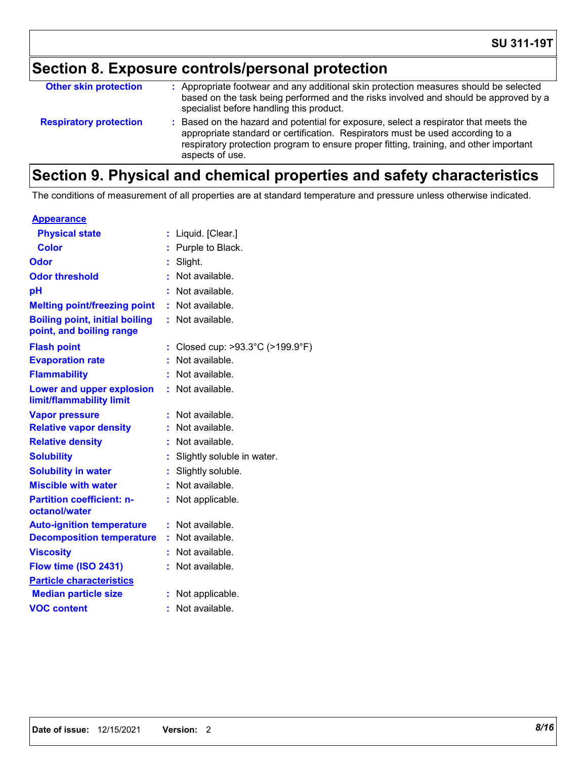## Section 8. Exposure controls/personal protection

| | | |
|---|---|---|
| **Other skin protection** | : | Appropriate footwear and any additional skin protection measures should be selected based on the task being performed and the risks involved and should be approved by a specialist before handling this product. |
| **Respiratory protection** | : | Based on the hazard and potential for exposure, select a respirator that meets the appropriate standard or certification. Respirators must be used according to a respiratory protection program to ensure proper fitting, training, and other important aspects of use. |

## Section 9. Physical and chemical properties and safety characteristics

The conditions of measurement of all properties are at standard temperature and pressure unless otherwise indicated.

| | | |
|---|---|---|
| **Appearance** | | |
| **Physical state** | : | Liquid. [Clear.] |
| **Color** | : | Purple to Black. |
| **Odor** | : | Slight. |
| **Odor threshold** | : | Not available. |
| **pH** | : | Not available. |
| **Melting point/freezing point** | : | Not available. |
| **Boiling point, initial boiling point, and boiling range** | : | Not available. |
| **Flash point** | : | Closed cup: >93.3°C (>199.9°F) |
| **Evaporation rate** | : | Not available. |
| **Flammability** | : | Not available. |
| **Lower and upper explosion limit/flammability limit** | : | Not available. |
| **Vapor pressure** | : | Not available. |
| **Relative vapor density** | : | Not available. |
| **Relative density** | : | Not available. |
| **Solubility** | : | Slightly soluble in water. |
| **Solubility in water** | : | Slightly soluble. |
| **Miscible with water** | : | Not available. |
| **Partition coefficient: n-octanol/water** | : | Not applicable. |
| **Auto-ignition temperature** | : | Not available. |
| **Decomposition temperature** | : | Not available. |
| **Viscosity** | : | Not available. |
| **Flow time (ISO 2431)** | : | Not available. |
| **Particle characteristics** | | |
| **Median particle size** | : | Not applicable. |
| **VOC content** | : | Not available. |

**Date of issue:** 12/15/2021 **Version:** 2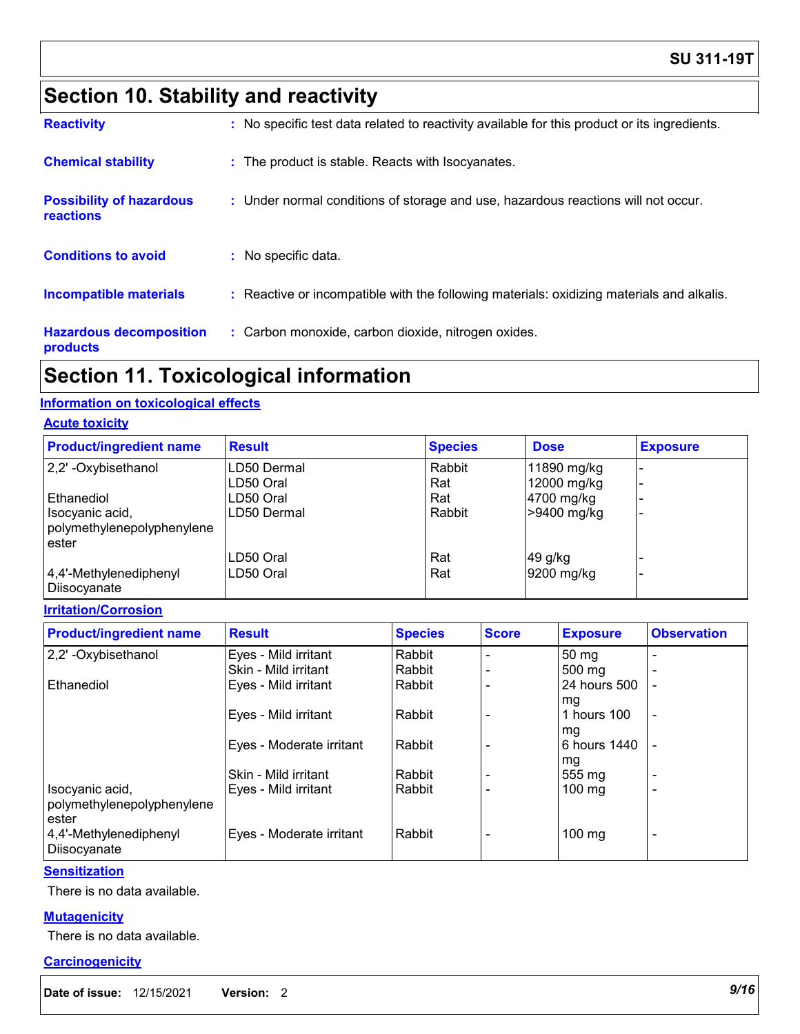# Section 10. Stability and reactivity

**Reactivity** : No specific test data related to reactivity available for this product or its ingredients.

**Chemical stability** : The product is stable. Reacts with Isocyanates.

**Possibility of hazardous reactions** : Under normal conditions of storage and use, hazardous reactions will not occur.

**Conditions to avoid** : No specific data.

**Incompatible materials** : Reactive or incompatible with the following materials: oxidizing materials and alkalis.

**Hazardous decomposition products** : Carbon monoxide, carbon dioxide, nitrogen oxides.

# Section 11. Toxicological information

## Information on toxicological effects

### Acute toxicity

| Product/ingredient name | Result | Species | Dose | Exposure |
|---|---|---|---|---|
| 2,2' -Oxybisethanol | LD50 Dermal | Rabbit | 11890 mg/kg | - |
| | LD50 Oral | Rat | 12000 mg/kg | - |
| Ethanediol | LD50 Oral | Rat | 4700 mg/kg | - |
| Isocyanic acid, polymethylenepolyphenylene ester | LD50 Dermal | Rabbit | >9400 mg/kg | - |
| | LD50 Oral | Rat | 49 g/kg | - |
| 4,4'-Methylenediphenyl Diisocyanate | LD50 Oral | Rat | 9200 mg/kg | - |

### Irritation/Corrosion

| Product/ingredient name | Result | Species | Score | Exposure | Observation |
|---|---|---|---|---|---|
| 2,2' -Oxybisethanol | Eyes - Mild irritant | Rabbit | - | 50 mg | - |
| | Skin - Mild irritant | Rabbit | - | 500 mg | - |
| Ethanediol | Eyes - Mild irritant | Rabbit | - | 24 hours 500 mg | - |
| | Eyes - Mild irritant | Rabbit | - | 1 hours 100 mg | - |
| | Eyes - Moderate irritant | Rabbit | - | 6 hours 1440 mg | - |
| | Skin - Mild irritant | Rabbit | - | 555 mg | - |
| Isocyanic acid, polymethylenepolyphenylene ester | Eyes - Mild irritant | Rabbit | - | 100 mg | - |
| 4,4'-Methylenediphenyl Diisocyanate | Eyes - Moderate irritant | Rabbit | - | 100 mg | - |

### Sensitization

There is no data available.

### Mutagenicity

There is no data available.

### Carcinogenicity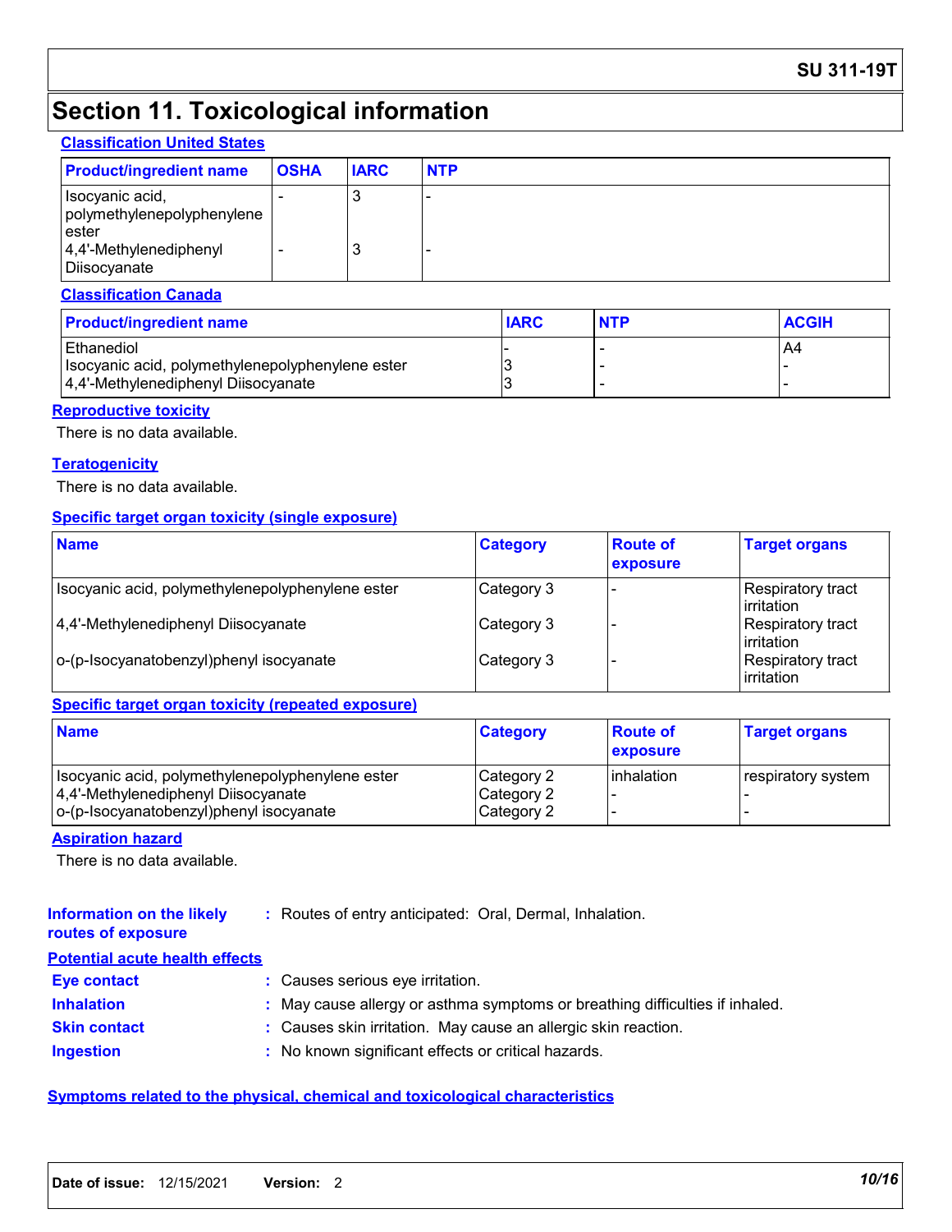## Section 11. Toxicological information

### Classification United States

| Product/ingredient name | OSHA | IARC | NTP |
|---|---|---|---|
| Isocyanic acid, polymethylenepolyphenylene ester | - | 3 | - |
| 4,4'-Methylenediphenyl Diisocyanate | - | 3 | - |

### Classification Canada

| Product/ingredient name | IARC | NTP | ACGIH |
|---|---|---|---|
| Ethanediol | - | - | A4 |
| Isocyanic acid, polymethylenepolyphenylene ester | 3 | - | - |
| 4,4'-Methylenediphenyl Diisocyanate | 3 | - | - |

### Reproductive toxicity

There is no data available.

### Teratogenicity

There is no data available.

### Specific target organ toxicity (single exposure)

| Name | Category | Route of exposure | Target organs |
|---|---|---|---|
| Isocyanic acid, polymethylenepolyphenylene ester | Category 3 | - | Respiratory tract irritation |
| 4,4'-Methylenediphenyl Diisocyanate | Category 3 | - | Respiratory tract irritation |
| o-(p-Isocyanatobenzyl)phenyl isocyanate | Category 3 | - | Respiratory tract irritation |

### Specific target organ toxicity (repeated exposure)

| Name | Category | Route of exposure | Target organs |
|---|---|---|---|
| Isocyanic acid, polymethylenepolyphenylene ester | Category 2 | inhalation | respiratory system |
| 4,4'-Methylenediphenyl Diisocyanate | Category 2 | - | - |
| o-(p-Isocyanatobenzyl)phenyl isocyanate | Category 2 | - | - |

### Aspiration hazard

There is no data available.

**Information on the likely routes of exposure** : Routes of entry anticipated: Oral, Dermal, Inhalation.

### Potential acute health effects

**Eye contact** : Causes serious eye irritation.

**Inhalation** : May cause allergy or asthma symptoms or breathing difficulties if inhaled.

**Skin contact** : Causes skin irritation. May cause an allergic skin reaction.

**Ingestion** : No known significant effects or critical hazards.

### Symptoms related to the physical, chemical and toxicological characteristics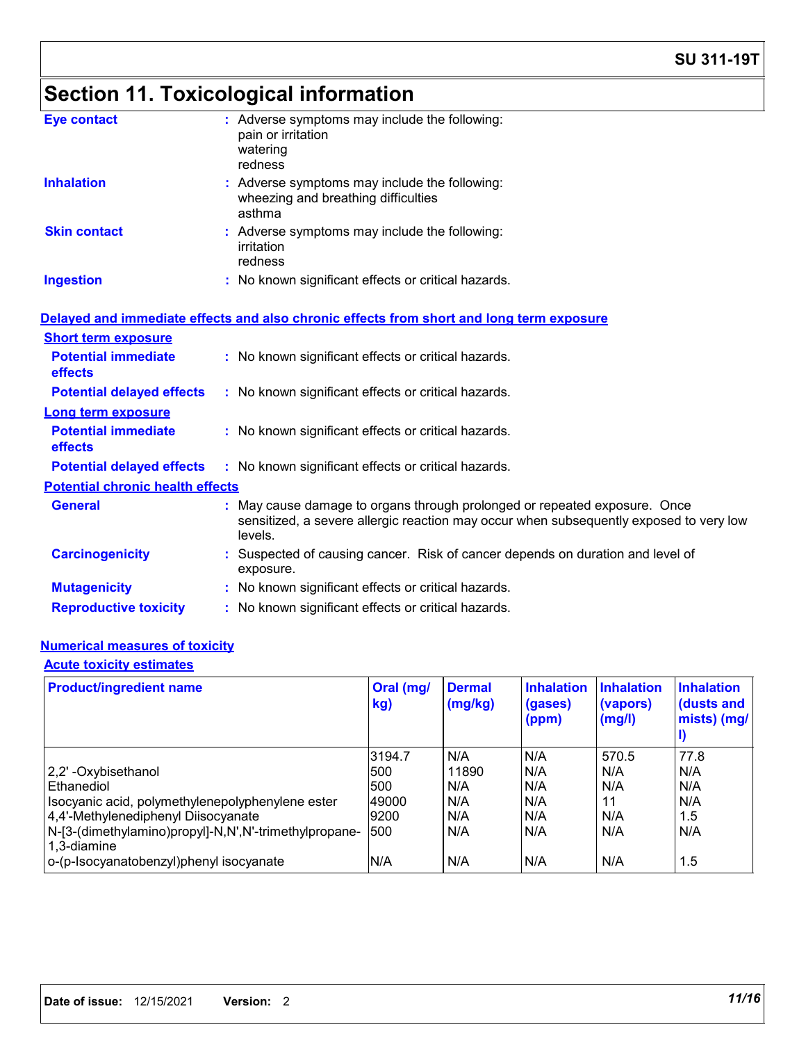# Section 11. Toxicological information

**Eye contact** : Adverse symptoms may include the following:
pain or irritation
watering
redness

**Inhalation** : Adverse symptoms may include the following:
wheezing and breathing difficulties
asthma

**Skin contact** : Adverse symptoms may include the following:
irritation
redness

**Ingestion** : No known significant effects or critical hazards.

## Delayed and immediate effects and also chronic effects from short and long term exposure

### Short term exposure

**Potential immediate effects** : No known significant effects or critical hazards.

**Potential delayed effects** : No known significant effects or critical hazards.

### Long term exposure

**Potential immediate effects** : No known significant effects or critical hazards.

**Potential delayed effects** : No known significant effects or critical hazards.

### Potential chronic health effects

**General** : May cause damage to organs through prolonged or repeated exposure. Once sensitized, a severe allergic reaction may occur when subsequently exposed to very low levels.

**Carcinogenicity** : Suspected of causing cancer. Risk of cancer depends on duration and level of exposure.

**Mutagenicity** : No known significant effects or critical hazards.

**Reproductive toxicity** : No known significant effects or critical hazards.

## Numerical measures of toxicity

### Acute toxicity estimates

| Product/ingredient name | Oral (mg/kg) | Dermal (mg/kg) | Inhalation (gases) (ppm) | Inhalation (vapors) (mg/l) | Inhalation (dusts and mists) (mg/l) |
|---|---|---|---|---|---|
| | 3194.7 | N/A | N/A | 570.5 | 77.8 |
| 2,2' -Oxybisethanol | 500 | 11890 | N/A | N/A | N/A |
| Ethanediol | 500 | N/A | N/A | N/A | N/A |
| Isocyanic acid, polymethylenepolyphenylene ester | 49000 | N/A | N/A | 11 | N/A |
| 4,4'-Methylenediphenyl Diisocyanate | 9200 | N/A | N/A | N/A | 1.5 |
| N-[3-(dimethylamino)propyl]-N,N',N'-trimethylpropane-1,3-diamine | 500 | N/A | N/A | N/A | N/A |
| o-(p-Isocyanatobenzyl)phenyl isocyanate | N/A | N/A | N/A | N/A | 1.5 |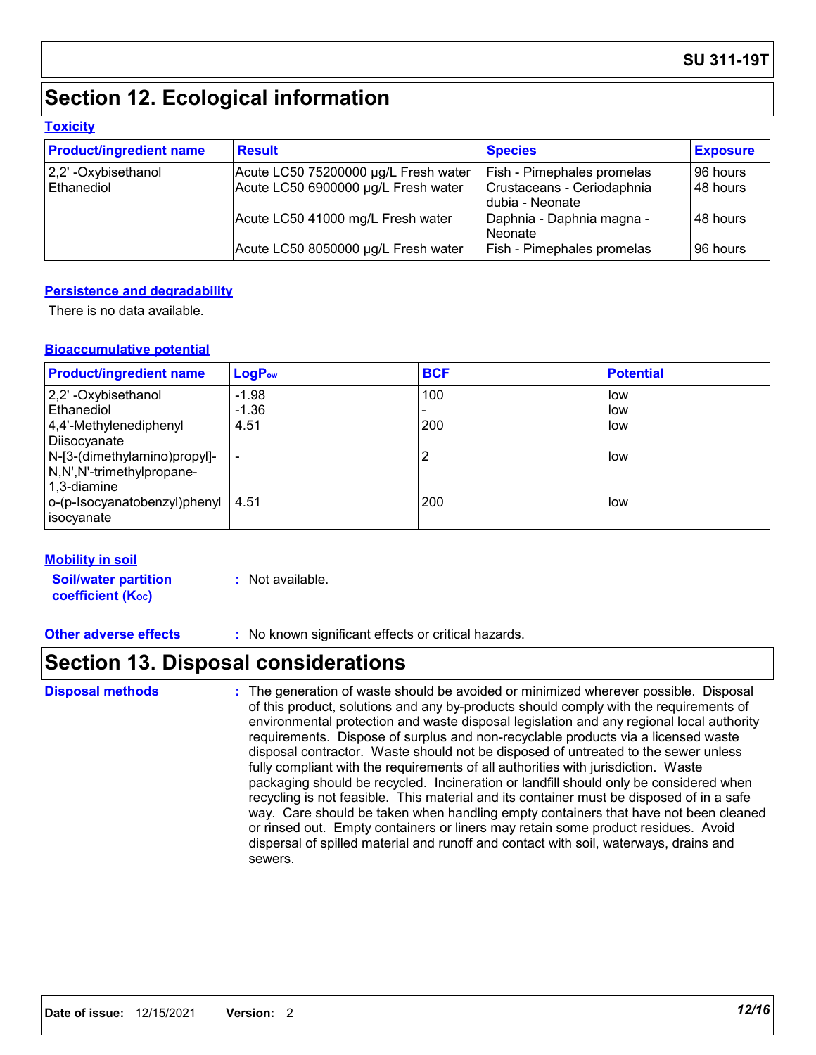## Section 12. Ecological information

### Toxicity

| Product/ingredient name | Result | Species | Exposure |
|---|---|---|---|
| 2,2' -Oxybisethanol | Acute LC50 75200000 µg/L Fresh water | Fish - Pimephales promelas | 96 hours |
| Ethanediol | Acute LC50 6900000 µg/L Fresh water | Crustaceans - Ceriodaphnia dubia - Neonate | 48 hours |
| | Acute LC50 41000 mg/L Fresh water | Daphnia - Daphnia magna - Neonate | 48 hours |
| | Acute LC50 8050000 µg/L Fresh water | Fish - Pimephales promelas | 96 hours |

### Persistence and degradability

There is no data available.

### Bioaccumulative potential

| Product/ingredient name | $LogP_{ow}$ | BCF | Potential |
|---|---|---|---|
| 2,2' -Oxybisethanol | -1.98 | 100 | low |
| Ethanediol | -1.36 | - | low |
| 4,4'-Methylenediphenyl Diisocyanate | 4.51 | 200 | low |
| N-[3-(dimethylamino)propyl]-N,N',N'-trimethylpropane-1,3-diamine | - | 2 | low |
| o-(p-Isocyanatobenzyl)phenyl isocyanate | 4.51 | 200 | low |

### Mobility in soil

**Soil/water partition coefficient ($K_{OC}$)** : Not available.

**Other adverse effects** : No known significant effects or critical hazards.

## Section 13. Disposal considerations

**Disposal methods** : The generation of waste should be avoided or minimized wherever possible. Disposal of this product, solutions and any by-products should comply with the requirements of environmental protection and waste disposal legislation and any regional local authority requirements. Dispose of surplus and non-recyclable products via a licensed waste disposal contractor. Waste should not be disposed of untreated to the sewer unless fully compliant with the requirements of all authorities with jurisdiction. Waste packaging should be recycled. Incineration or landfill should only be considered when recycling is not feasible. This material and its container must be disposed of in a safe way. Care should be taken when handling empty containers that have not been cleaned or rinsed out. Empty containers or liners may retain some product residues. Avoid dispersal of spilled material and runoff and contact with soil, waterways, drains and sewers.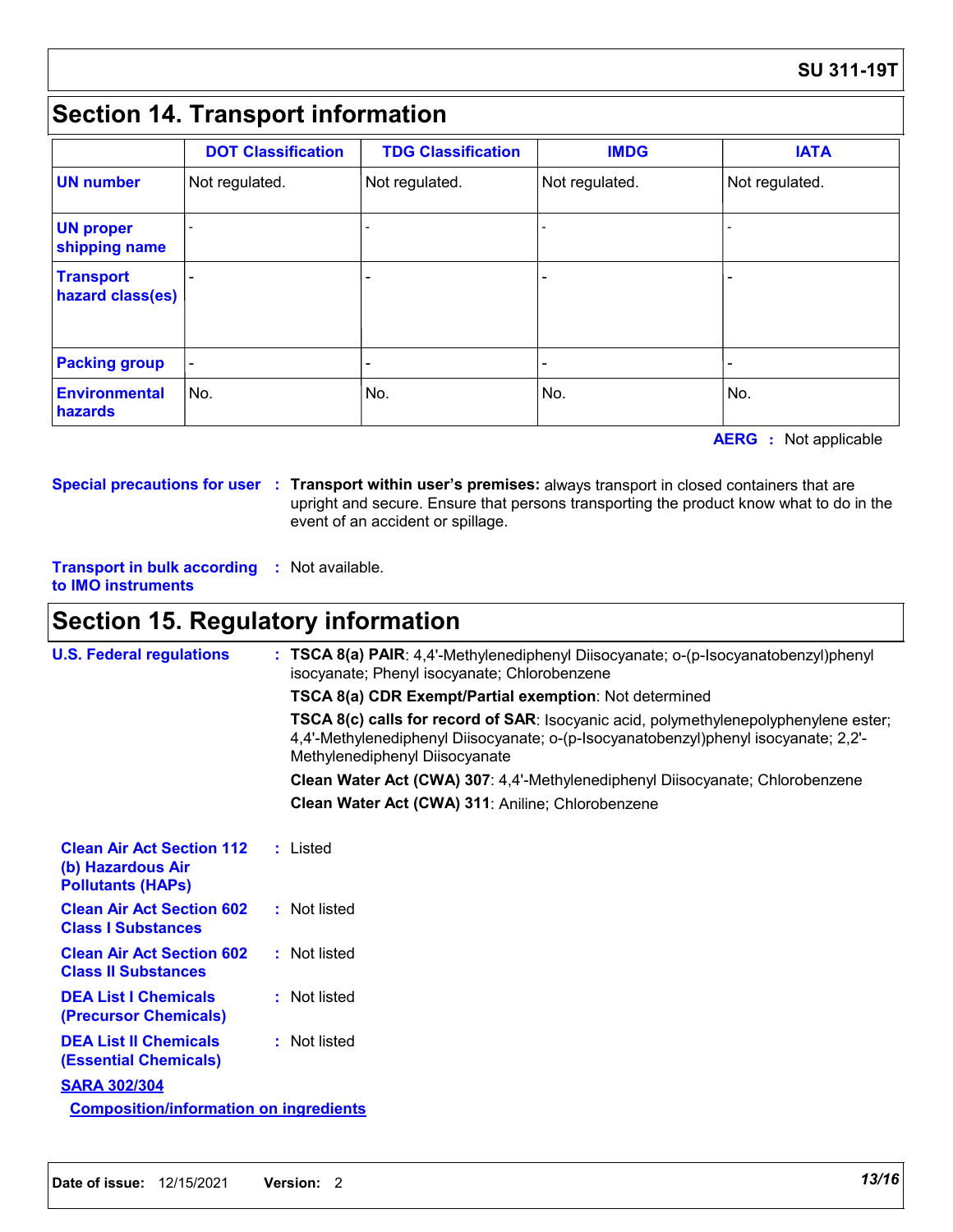## Section 14. Transport information

| | DOT Classification | TDG Classification | IMDG | IATA |
|---|---|---|---|---|
| **UN number** | Not regulated. | Not regulated. | Not regulated. | Not regulated. |
| **UN proper shipping name** | - | - | - | - |
| **Transport hazard class(es)** | - | - | - | - |
| **Packing group** | - | - | - | - |
| **Environmental hazards** | No. | No. | No. | No. |

**AERG :** Not applicable

**Special precautions for user :** **Transport within user's premises:** always transport in closed containers that are upright and secure. Ensure that persons transporting the product know what to do in the event of an accident or spillage.

**Transport in bulk according to IMO instruments :** Not available.

## Section 15. Regulatory information

**U.S. Federal regulations :** **TSCA 8(a) PAIR**: 4,4'-Methylenediphenyl Diisocyanate; o-(p-Isocyanatobenzyl)phenyl isocyanate; Phenyl isocyanate; Chlorobenzene

**TSCA 8(a) CDR Exempt/Partial exemption**: Not determined

**TSCA 8(c) calls for record of SAR**: Isocyanic acid, polymethylenepolyphenylene ester; 4,4'-Methylenediphenyl Diisocyanate; o-(p-Isocyanatobenzyl)phenyl isocyanate; 2,2'-Methylenediphenyl Diisocyanate

**Clean Water Act (CWA) 307**: 4,4'-Methylenediphenyl Diisocyanate; Chlorobenzene

**Clean Water Act (CWA) 311**: Aniline; Chlorobenzene

**Clean Air Act Section 112 (b) Hazardous Air Pollutants (HAPs) :** Listed

**Clean Air Act Section 602 Class I Substances :** Not listed

**Clean Air Act Section 602 Class II Substances :** Not listed

**DEA List I Chemicals (Precursor Chemicals) :** Not listed

**DEA List II Chemicals (Essential Chemicals) :** Not listed

**SARA 302/304**

**Composition/information on ingredients**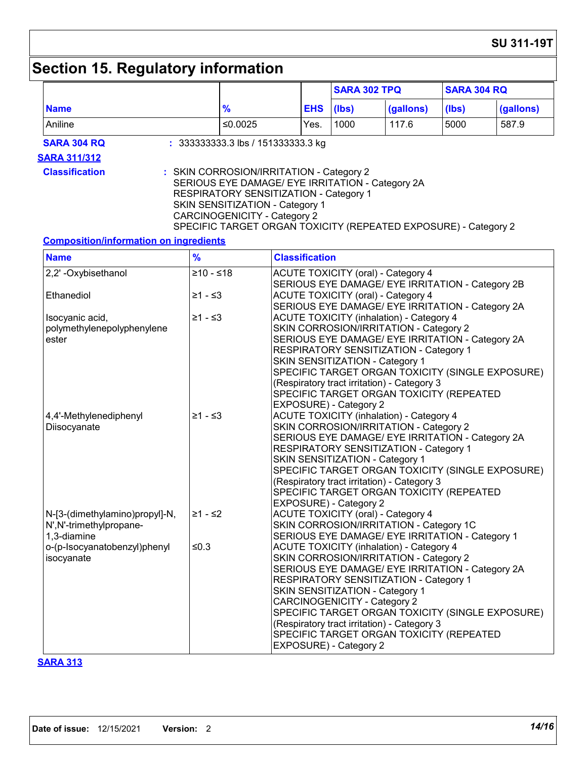# Section 15. Regulatory information

| Name | % | EHS | SARA 302 TPQ | | SARA 304 RQ | |
|---|---|---|---|---|---|---|
| | | | (lbs) | (gallons) | (lbs) | (gallons) |
| Aniline | ≤0.0025 | Yes. | 1000 | 117.6 | 5000 | 587.9 |

**SARA 304 RQ** : 333333333.3 lbs / 151333333.3 kg

**SARA 311/312**

**Classification** : SKIN CORROSION/IRRITATION - Category 2
SERIOUS EYE DAMAGE/ EYE IRRITATION - Category 2A
RESPIRATORY SENSITIZATION - Category 1
SKIN SENSITIZATION - Category 1
CARCINOGENICITY - Category 2
SPECIFIC TARGET ORGAN TOXICITY (REPEATED EXPOSURE) - Category 2

**Composition/information on ingredients**

| Name | % | Classification |
|---|---|---|
| 2,2' -Oxybisethanol | ≥10 - ≤18 | ACUTE TOXICITY (oral) - Category 4<br>SERIOUS EYE DAMAGE/ EYE IRRITATION - Category 2B |
| Ethanediol | ≥1 - ≤3 | ACUTE TOXICITY (oral) - Category 4<br>SERIOUS EYE DAMAGE/ EYE IRRITATION - Category 2A |
| Isocyanic acid, polymethylenepolyphenylene ester | ≥1 - ≤3 | ACUTE TOXICITY (inhalation) - Category 4<br>SKIN CORROSION/IRRITATION - Category 2<br>SERIOUS EYE DAMAGE/ EYE IRRITATION - Category 2A<br>RESPIRATORY SENSITIZATION - Category 1<br>SKIN SENSITIZATION - Category 1<br>SPECIFIC TARGET ORGAN TOXICITY (SINGLE EXPOSURE) (Respiratory tract irritation) - Category 3<br>SPECIFIC TARGET ORGAN TOXICITY (REPEATED EXPOSURE) - Category 2 |
| 4,4'-Methylenediphenyl Diisocyanate | ≥1 - ≤3 | ACUTE TOXICITY (inhalation) - Category 4<br>SKIN CORROSION/IRRITATION - Category 2<br>SERIOUS EYE DAMAGE/ EYE IRRITATION - Category 2A<br>RESPIRATORY SENSITIZATION - Category 1<br>SKIN SENSITIZATION - Category 1<br>SPECIFIC TARGET ORGAN TOXICITY (SINGLE EXPOSURE) (Respiratory tract irritation) - Category 3<br>SPECIFIC TARGET ORGAN TOXICITY (REPEATED EXPOSURE) - Category 2 |
| N-[3-(dimethylamino)propyl]-N, N',N'-trimethylpropane-1,3-diamine | ≥1 - ≤2 | ACUTE TOXICITY (oral) - Category 4<br>SKIN CORROSION/IRRITATION - Category 1C<br>SERIOUS EYE DAMAGE/ EYE IRRITATION - Category 1 |
| o-(p-Isocyanatobenzyl)phenyl isocyanate | ≤0.3 | ACUTE TOXICITY (inhalation) - Category 4<br>SKIN CORROSION/IRRITATION - Category 2<br>SERIOUS EYE DAMAGE/ EYE IRRITATION - Category 2A<br>RESPIRATORY SENSITIZATION - Category 1<br>SKIN SENSITIZATION - Category 1<br>CARCINOGENICITY - Category 2<br>SPECIFIC TARGET ORGAN TOXICITY (SINGLE EXPOSURE) (Respiratory tract irritation) - Category 3<br>SPECIFIC TARGET ORGAN TOXICITY (REPEATED EXPOSURE) - Category 2 |

**SARA 313**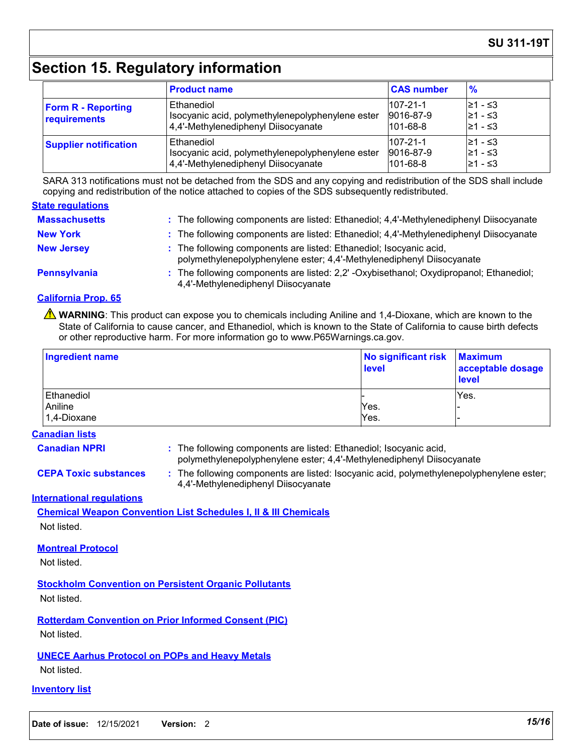## Section 15. Regulatory information

| | Product name | CAS number | % |
|---|---|---|---|
| **Form R - Reporting requirements** | Ethanediol<br>Isocyanic acid, polymethylenepolyphenylene ester<br>4,4'-Methylenediphenyl Diisocyanate | 107-21-1<br>9016-87-9<br>101-68-8 | ≥1 - ≤3<br>≥1 - ≤3<br>≥1 - ≤3 |
| **Supplier notification** | Ethanediol<br>Isocyanic acid, polymethylenepolyphenylene ester<br>4,4'-Methylenediphenyl Diisocyanate | 107-21-1<br>9016-87-9<br>101-68-8 | ≥1 - ≤3<br>≥1 - ≤3<br>≥1 - ≤3 |

SARA 313 notifications must not be detached from the SDS and any copying and redistribution of the SDS shall include copying and redistribution of the notice attached to copies of the SDS subsequently redistributed.

**State regulations**

**Massachusetts** : The following components are listed: Ethanediol; 4,4'-Methylenediphenyl Diisocyanate

**New York** : The following components are listed: Ethanediol; 4,4'-Methylenediphenyl Diisocyanate

**New Jersey** : The following components are listed: Ethanediol; Isocyanic acid, polymethylenepolyphenylene ester; 4,4'-Methylenediphenyl Diisocyanate

**Pennsylvania** : The following components are listed: 2,2' -Oxybisethanol; Oxydipropanol; Ethanediol; 4,4'-Methylenediphenyl Diisocyanate

**California Prop. 65**

⚠ **WARNING**: This product can expose you to chemicals including Aniline and 1,4-Dioxane, which are known to the State of California to cause cancer, and Ethanediol, which is known to the State of California to cause birth defects or other reproductive harm. For more information go to www.P65Warnings.ca.gov.

| Ingredient name | No significant risk level | Maximum acceptable dosage level |
|---|---|---|
| Ethanediol | - | Yes. |
| Aniline | Yes. | - |
| 1,4-Dioxane | Yes. | - |

**Canadian lists**

**Canadian NPRI** : The following components are listed: Ethanediol; Isocyanic acid, polymethylenepolyphenylene ester; 4,4'-Methylenediphenyl Diisocyanate

**CEPA Toxic substances** : The following components are listed: Isocyanic acid, polymethylenepolyphenylene ester; 4,4'-Methylenediphenyl Diisocyanate

**International regulations**

**Chemical Weapon Convention List Schedules I, II & III Chemicals**

Not listed.

**Montreal Protocol**

Not listed.

**Stockholm Convention on Persistent Organic Pollutants**

Not listed.

**Rotterdam Convention on Prior Informed Consent (PIC)**

Not listed.

**UNECE Aarhus Protocol on POPs and Heavy Metals**

Not listed.

**Inventory list**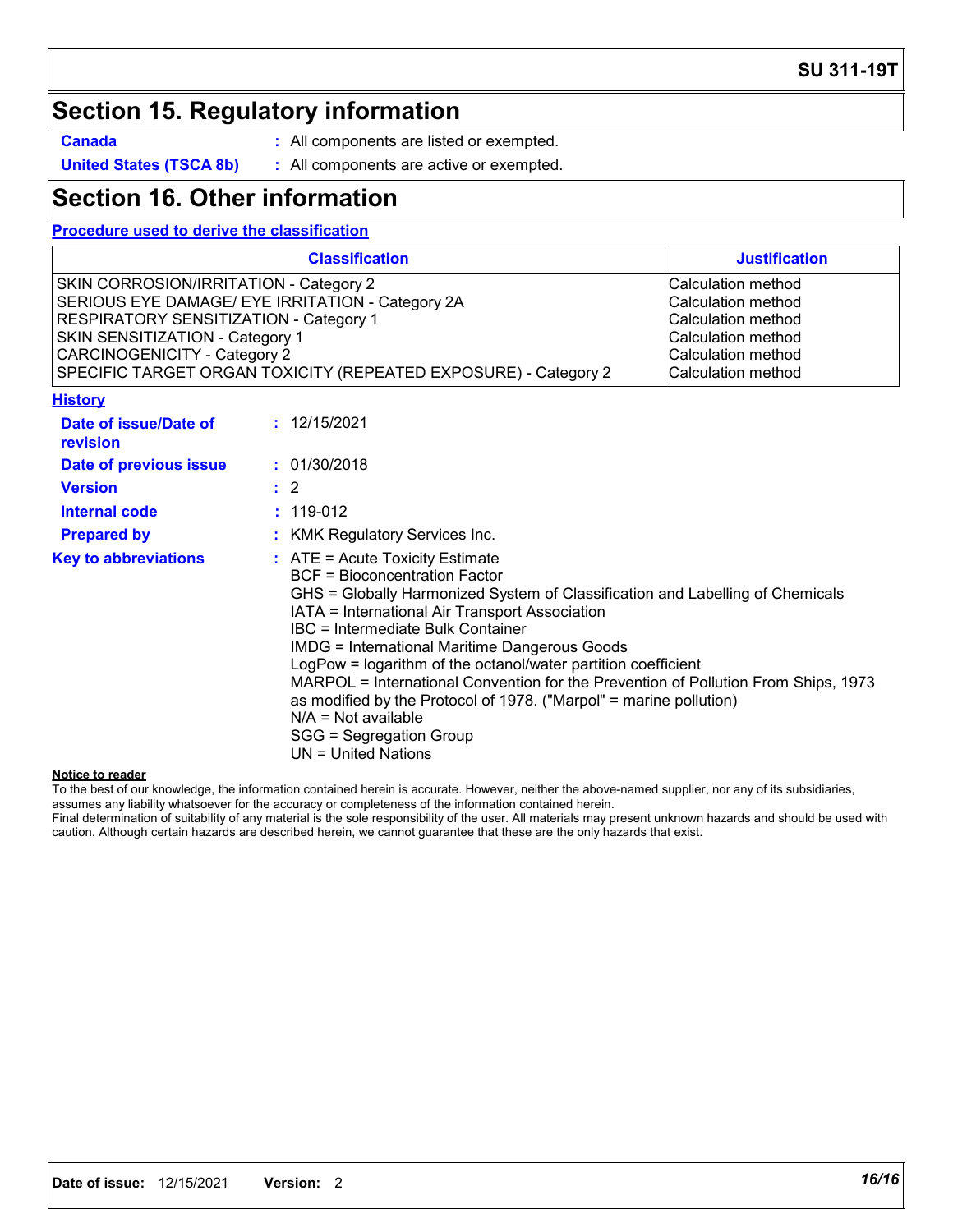## Section 15. Regulatory information

**Canada** : All components are listed or exempted.

**United States (TSCA 8b)** : All components are active or exempted.

## Section 16. Other information

**Procedure used to derive the classification**

| Classification | Justification |
|---|---|
| SKIN CORROSION/IRRITATION - Category 2 | Calculation method |
| SERIOUS EYE DAMAGE/ EYE IRRITATION - Category 2A | Calculation method |
| RESPIRATORY SENSITIZATION - Category 1 | Calculation method |
| SKIN SENSITIZATION - Category 1 | Calculation method |
| CARCINOGENICITY - Category 2 | Calculation method |
| SPECIFIC TARGET ORGAN TOXICITY (REPEATED EXPOSURE) - Category 2 | Calculation method |

**History**

**Date of issue/Date of revision** : 12/15/2021

**Date of previous issue** : 01/30/2018

**Version** : 2

**Internal code** : 119-012

**Prepared by** : KMK Regulatory Services Inc.

**Key to abbreviations** :
ATE = Acute Toxicity Estimate
BCF = Bioconcentration Factor
GHS = Globally Harmonized System of Classification and Labelling of Chemicals
IATA = International Air Transport Association
IBC = Intermediate Bulk Container
IMDG = International Maritime Dangerous Goods
LogPow = logarithm of the octanol/water partition coefficient
MARPOL = International Convention for the Prevention of Pollution From Ships, 1973 as modified by the Protocol of 1978. ("Marpol" = marine pollution)
N/A = Not available
SGG = Segregation Group
UN = United Nations

**Notice to reader**

To the best of our knowledge, the information contained herein is accurate. However, neither the above-named supplier, nor any of its subsidiaries, assumes any liability whatsoever for the accuracy or completeness of the information contained herein.
Final determination of suitability of any material is the sole responsibility of the user. All materials may present unknown hazards and should be used with caution. Although certain hazards are described herein, we cannot guarantee that these are the only hazards that exist.